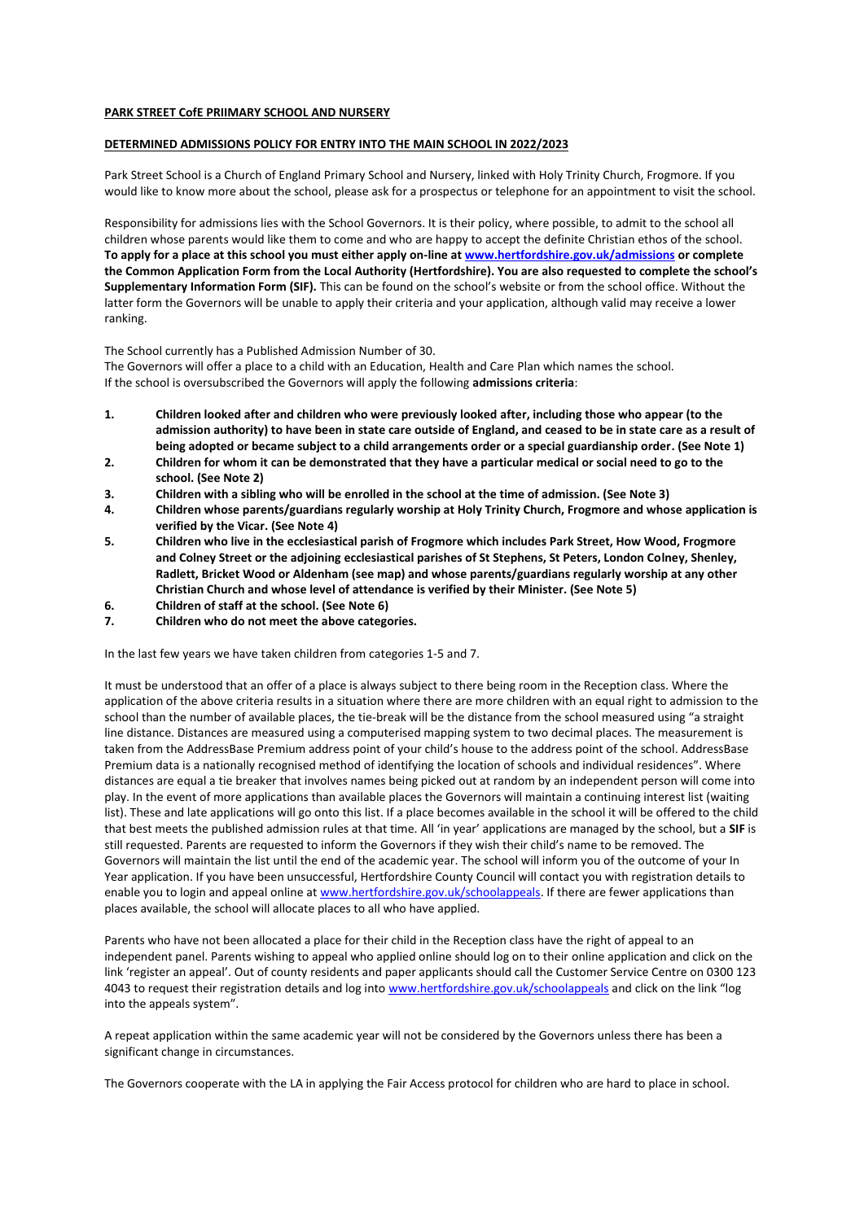**PARK STREET CofE PRIIMARY SCHOOL AND NURSERY**

**DETERMINED ADMISSIONS POLICY FOR ENTRY INTO THE MAIN SCHOOL IN 2022/2023**

Park Street School is a Church of England Primary School and Nursery, linked with Holy Trinity Church, Frogmore. If you would like to know more about the school, please ask for a prospectus or telephone for an appointment to visit the school.

Responsibility for admissions lies with the School Governors. It is their policy, where possible, to admit to the school all children whose parents would like them to come and who are happy to accept the definite Christian ethos of the school. **To apply for a place at this school you must either apply on-line at www.hertfordshire.gov.uk/admissions or complete the Common Application Form from the Local Authority (Hertfordshire). You are also requested to complete the school's Supplementary Information Form (SIF).** This can be found on the school's website or from the school office. Without the latter form the Governors will be unable to apply their criteria and your application, although valid may receive a lower ranking.

The School currently has a Published Admission Number of 30.
The Governors will offer a place to a child with an Education, Health and Care Plan which names the school.
If the school is oversubscribed the Governors will apply the following **admissions criteria**:

1. **Children looked after and children who were previously looked after, including those who appear (to the admission authority) to have been in state care outside of England, and ceased to be in state care as a result of being adopted or became subject to a child arrangements order or a special guardianship order. (See Note 1)**
2. **Children for whom it can be demonstrated that they have a particular medical or social need to go to the school. (See Note 2)**
3. **Children with a sibling who will be enrolled in the school at the time of admission. (See Note 3)**
4. **Children whose parents/guardians regularly worship at Holy Trinity Church, Frogmore and whose application is verified by the Vicar. (See Note 4)**
5. **Children who live in the ecclesiastical parish of Frogmore which includes Park Street, How Wood, Frogmore and Colney Street or the adjoining ecclesiastical parishes of St Stephens, St Peters, London Colney, Shenley, Radlett, Bricket Wood or Aldenham (see map) and whose parents/guardians regularly worship at any other Christian Church and whose level of attendance is verified by their Minister. (See Note 5)**
6. **Children of staff at the school. (See Note 6)**
7. **Children who do not meet the above categories.**

In the last few years we have taken children from categories 1-5 and 7.

It must be understood that an offer of a place is always subject to there being room in the Reception class. Where the application of the above criteria results in a situation where there are more children with an equal right to admission to the school than the number of available places, the tie-break will be the distance from the school measured using "a straight line distance. Distances are measured using a computerised mapping system to two decimal places. The measurement is taken from the AddressBase Premium address point of your child's house to the address point of the school. AddressBase Premium data is a nationally recognised method of identifying the location of schools and individual residences". Where distances are equal a tie breaker that involves names being picked out at random by an independent person will come into play. In the event of more applications than available places the Governors will maintain a continuing interest list (waiting list). These and late applications will go onto this list. If a place becomes available in the school it will be offered to the child that best meets the published admission rules at that time. All 'in year' applications are managed by the school, but a **SIF** is still requested. Parents are requested to inform the Governors if they wish their child's name to be removed. The Governors will maintain the list until the end of the academic year. The school will inform you of the outcome of your In Year application. If you have been unsuccessful, Hertfordshire County Council will contact you with registration details to enable you to login and appeal online at www.hertfordshire.gov.uk/schoolappeals. If there are fewer applications than places available, the school will allocate places to all who have applied.

Parents who have not been allocated a place for their child in the Reception class have the right of appeal to an independent panel. Parents wishing to appeal who applied online should log on to their online application and click on the link 'register an appeal'. Out of county residents and paper applicants should call the Customer Service Centre on 0300 123 4043 to request their registration details and log into www.hertfordshire.gov.uk/schoolappeals and click on the link "log into the appeals system".

A repeat application within the same academic year will not be considered by the Governors unless there has been a significant change in circumstances.

The Governors cooperate with the LA in applying the Fair Access protocol for children who are hard to place in school.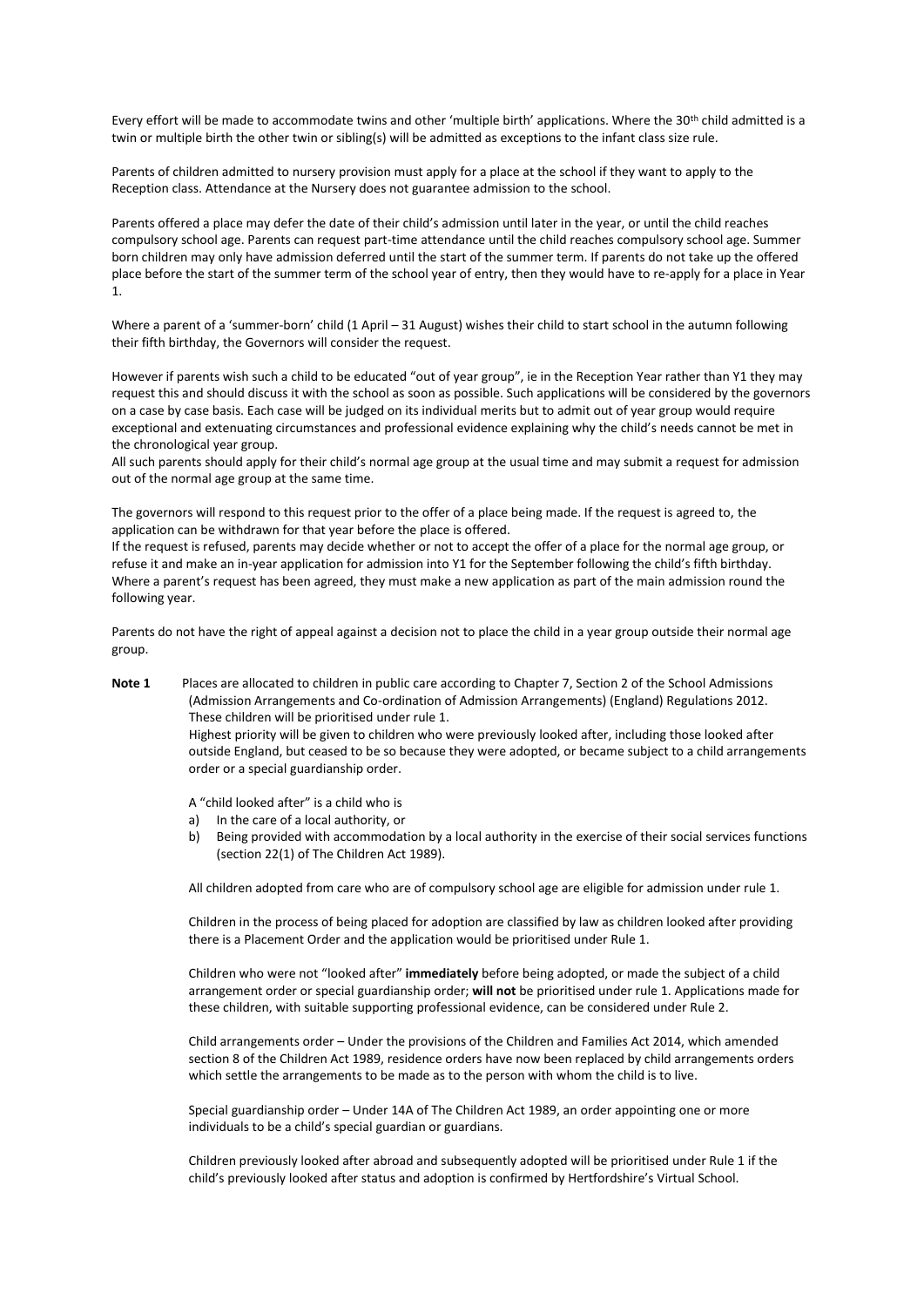Every effort will be made to accommodate twins and other 'multiple birth' applications. Where the 30th child admitted is a twin or multiple birth the other twin or sibling(s) will be admitted as exceptions to the infant class size rule.

Parents of children admitted to nursery provision must apply for a place at the school if they want to apply to the Reception class. Attendance at the Nursery does not guarantee admission to the school.

Parents offered a place may defer the date of their child's admission until later in the year, or until the child reaches compulsory school age. Parents can request part-time attendance until the child reaches compulsory school age. Summer born children may only have admission deferred until the start of the summer term. If parents do not take up the offered place before the start of the summer term of the school year of entry, then they would have to re-apply for a place in Year 1.

Where a parent of a 'summer-born' child (1 April – 31 August) wishes their child to start school in the autumn following their fifth birthday, the Governors will consider the request.

However if parents wish such a child to be educated "out of year group", ie in the Reception Year rather than Y1 they may request this and should discuss it with the school as soon as possible. Such applications will be considered by the governors on a case by case basis. Each case will be judged on its individual merits but to admit out of year group would require exceptional and extenuating circumstances and professional evidence explaining why the child's needs cannot be met in the chronological year group.

All such parents should apply for their child's normal age group at the usual time and may submit a request for admission out of the normal age group at the same time.

The governors will respond to this request prior to the offer of a place being made. If the request is agreed to, the application can be withdrawn for that year before the place is offered.

If the request is refused, parents may decide whether or not to accept the offer of a place for the normal age group, or refuse it and make an in-year application for admission into Y1 for the September following the child's fifth birthday. Where a parent's request has been agreed, they must make a new application as part of the main admission round the following year.

Parents do not have the right of appeal against a decision not to place the child in a year group outside their normal age group.

**Note 1** Places are allocated to children in public care according to Chapter 7, Section 2 of the School Admissions (Admission Arrangements and Co-ordination of Admission Arrangements) (England) Regulations 2012. These children will be prioritised under rule 1.

Highest priority will be given to children who were previously looked after, including those looked after outside England, but ceased to be so because they were adopted, or became subject to a child arrangements order or a special guardianship order.

A "child looked after" is a child who is

a) In the care of a local authority, or
b) Being provided with accommodation by a local authority in the exercise of their social services functions (section 22(1) of The Children Act 1989).

All children adopted from care who are of compulsory school age are eligible for admission under rule 1.

Children in the process of being placed for adoption are classified by law as children looked after providing there is a Placement Order and the application would be prioritised under Rule 1.

Children who were not "looked after" **immediately** before being adopted, or made the subject of a child arrangement order or special guardianship order; **will not** be prioritised under rule 1. Applications made for these children, with suitable supporting professional evidence, can be considered under Rule 2.

Child arrangements order – Under the provisions of the Children and Families Act 2014, which amended section 8 of the Children Act 1989, residence orders have now been replaced by child arrangements orders which settle the arrangements to be made as to the person with whom the child is to live.

Special guardianship order – Under 14A of The Children Act 1989, an order appointing one or more individuals to be a child's special guardian or guardians.

Children previously looked after abroad and subsequently adopted will be prioritised under Rule 1 if the child's previously looked after status and adoption is confirmed by Hertfordshire's Virtual School.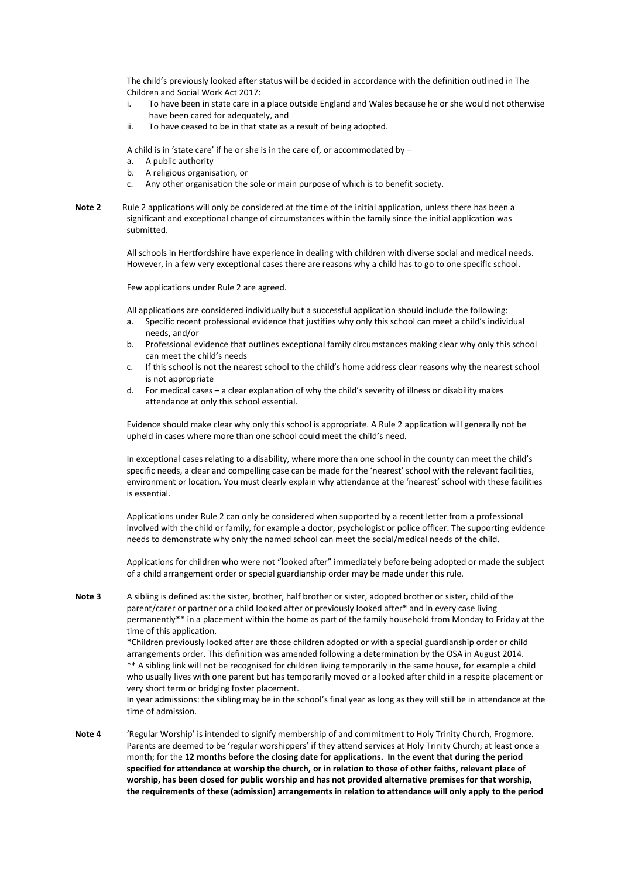The child's previously looked after status will be decided in accordance with the definition outlined in The Children and Social Work Act 2017:

i. To have been in state care in a place outside England and Wales because he or she would not otherwise have been cared for adequately, and
ii. To have ceased to be in that state as a result of being adopted.

A child is in 'state care' if he or she is in the care of, or accommodated by –

a. A public authority
b. A religious organisation, or
c. Any other organisation the sole or main purpose of which is to benefit society.

**Note 2** Rule 2 applications will only be considered at the time of the initial application, unless there has been a significant and exceptional change of circumstances within the family since the initial application was submitted.

All schools in Hertfordshire have experience in dealing with children with diverse social and medical needs. However, in a few very exceptional cases there are reasons why a child has to go to one specific school.

Few applications under Rule 2 are agreed.

All applications are considered individually but a successful application should include the following:

a. Specific recent professional evidence that justifies why only this school can meet a child's individual needs, and/or
b. Professional evidence that outlines exceptional family circumstances making clear why only this school can meet the child's needs
c. If this school is not the nearest school to the child's home address clear reasons why the nearest school is not appropriate
d. For medical cases – a clear explanation of why the child's severity of illness or disability makes attendance at only this school essential.

Evidence should make clear why only this school is appropriate. A Rule 2 application will generally not be upheld in cases where more than one school could meet the child's need.

In exceptional cases relating to a disability, where more than one school in the county can meet the child's specific needs, a clear and compelling case can be made for the 'nearest' school with the relevant facilities, environment or location. You must clearly explain why attendance at the 'nearest' school with these facilities is essential.

Applications under Rule 2 can only be considered when supported by a recent letter from a professional involved with the child or family, for example a doctor, psychologist or police officer. The supporting evidence needs to demonstrate why only the named school can meet the social/medical needs of the child.

Applications for children who were not "looked after" immediately before being adopted or made the subject of a child arrangement order or special guardianship order may be made under this rule.

**Note 3** A sibling is defined as: the sister, brother, half brother or sister, adopted brother or sister, child of the parent/carer or partner or a child looked after or previously looked after* and in every case living permanently** in a placement within the home as part of the family household from Monday to Friday at the time of this application.

*Children previously looked after are those children adopted or with a special guardianship order or child arrangements order. This definition was amended following a determination by the OSA in August 2014.

** A sibling link will not be recognised for children living temporarily in the same house, for example a child who usually lives with one parent but has temporarily moved or a looked after child in a respite placement or very short term or bridging foster placement.

In year admissions: the sibling may be in the school's final year as long as they will still be in attendance at the time of admission.

**Note 4** 'Regular Worship' is intended to signify membership of and commitment to Holy Trinity Church, Frogmore. Parents are deemed to be 'regular worshippers' if they attend services at Holy Trinity Church; at least once a month; for the **12 months before the closing date for applications. In the event that during the period specified for attendance at worship the church, or in relation to those of other faiths, relevant place of worship, has been closed for public worship and has not provided alternative premises for that worship, the requirements of these (admission) arrangements in relation to attendance will only apply to the period**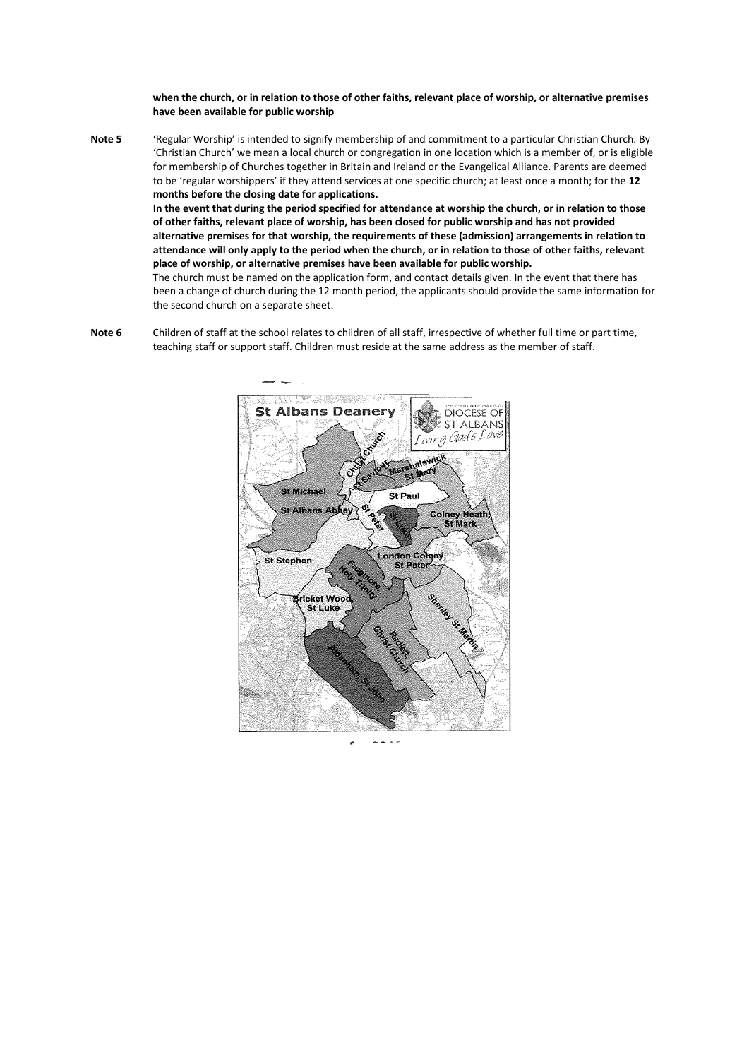**when the church, or in relation to those of other faiths, relevant place of worship, or alternative premises have been available for public worship**

**Note 5** 'Regular Worship' is intended to signify membership of and commitment to a particular Christian Church. By 'Christian Church' we mean a local church or congregation in one location which is a member of, or is eligible for membership of Churches together in Britain and Ireland or the Evangelical Alliance. Parents are deemed to be 'regular worshippers' if they attend services at one specific church; at least once a month; for the **12 months before the closing date for applications.**

**In the event that during the period specified for attendance at worship the church, or in relation to those of other faiths, relevant place of worship, has been closed for public worship and has not provided alternative premises for that worship, the requirements of these (admission) arrangements in relation to attendance will only apply to the period when the church, or in relation to those of other faiths, relevant place of worship, or alternative premises have been available for public worship.**

The church must be named on the application form, and contact details given. In the event that there has been a change of church during the 12 month period, the applicants should provide the same information for the second church on a separate sheet.

**Note 6** Children of staff at the school relates to children of all staff, irrespective of whether full time or part time, teaching staff or support staff. Children must reside at the same address as the member of staff.

St Albans Deanery

DIOCESE OF ST ALBANS

Living God's Love

Christ Church

St Saviour

Marshalswick St Mary

St Michael

St Paul

St Albans Abbey

St Peter

St Luke

Colney Heath, St Mark

St Stephen

London Colney, St Peter

Frogmore, Holy Trinity

Bricket Wood, St Luke

Shenley St Martin

Radlett, Christ Church

Aldenham, St John